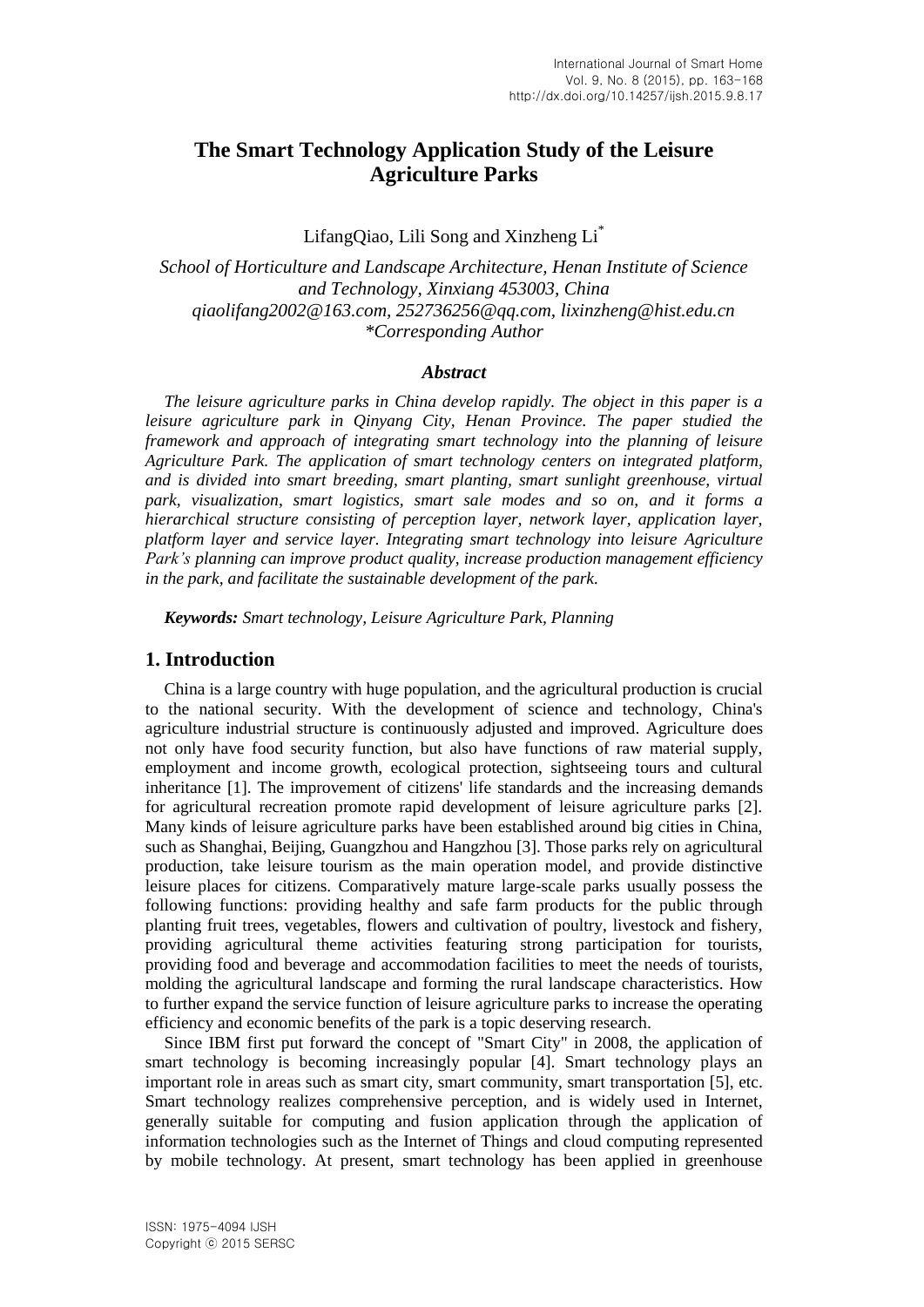# The Smart Technology Application Study of the Leisure Agriculture Parks

LifangQiao, Lili Song and Xinzheng Li[*]

*School of Horticulture and Landscape Architecture, Henan Institute of Science and Technology, Xinxiang 453003, China*
*qiaolifang2002@163.com, 252736256@qq.com, lixinzheng@hist.edu.cn*
*\*Corresponding Author*

### *Abstract*

*The leisure agriculture parks in China develop rapidly. The object in this paper is a leisure agriculture park in Qinyang City, Henan Province. The paper studied the framework and approach of integrating smart technology into the planning of leisure Agriculture Park. The application of smart technology centers on integrated platform, and is divided into smart breeding, smart planting, smart sunlight greenhouse, virtual park, visualization, smart logistics, smart sale modes and so on, and it forms a hierarchical structure consisting of perception layer, network layer, application layer, platform layer and service layer. Integrating smart technology into leisure Agriculture Park's planning can improve product quality, increase production management efficiency in the park, and facilitate the sustainable development of the park.*

***Keywords:*** *Smart technology, Leisure Agriculture Park, Planning*

## 1. Introduction

China is a large country with huge population, and the agricultural production is crucial to the national security. With the development of science and technology, China's agriculture industrial structure is continuously adjusted and improved. Agriculture does not only have food security function, but also have functions of raw material supply, employment and income growth, ecological protection, sightseeing tours and cultural inheritance [1]. The improvement of citizens' life standards and the increasing demands for agricultural recreation promote rapid development of leisure agriculture parks [2]. Many kinds of leisure agriculture parks have been established around big cities in China, such as Shanghai, Beijing, Guangzhou and Hangzhou [3]. Those parks rely on agricultural production, take leisure tourism as the main operation model, and provide distinctive leisure places for citizens. Comparatively mature large-scale parks usually possess the following functions: providing healthy and safe farm products for the public through planting fruit trees, vegetables, flowers and cultivation of poultry, livestock and fishery, providing agricultural theme activities featuring strong participation for tourists, providing food and beverage and accommodation facilities to meet the needs of tourists, molding the agricultural landscape and forming the rural landscape characteristics. How to further expand the service function of leisure agriculture parks to increase the operating efficiency and economic benefits of the park is a topic deserving research.

Since IBM first put forward the concept of "Smart City" in 2008, the application of smart technology is becoming increasingly popular [4]. Smart technology plays an important role in areas such as smart city, smart community, smart transportation [5], etc. Smart technology realizes comprehensive perception, and is widely used in Internet, generally suitable for computing and fusion application through the application of information technologies such as the Internet of Things and cloud computing represented by mobile technology. At present, smart technology has been applied in greenhouse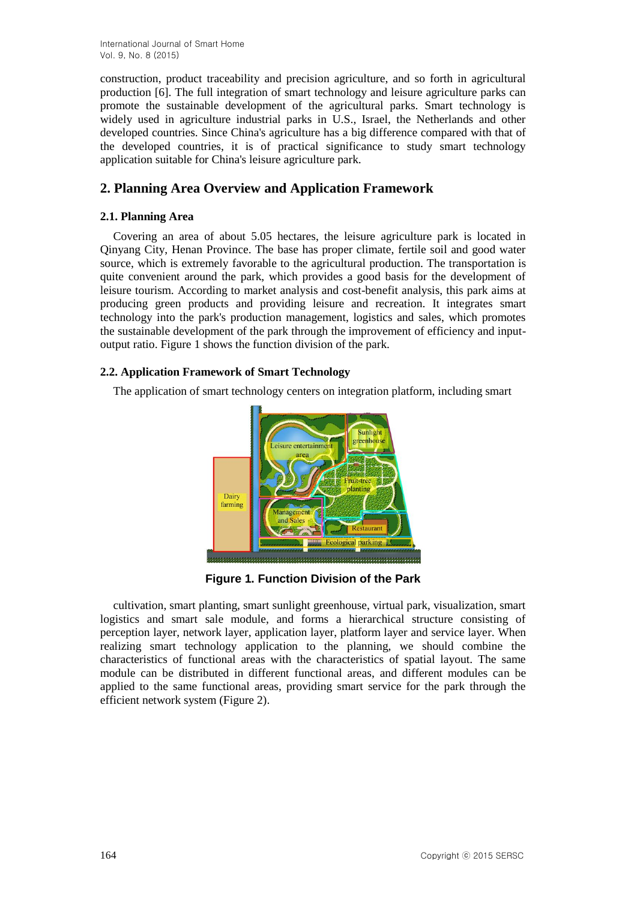construction, product traceability and precision agriculture, and so forth in agricultural production [6]. The full integration of smart technology and leisure agriculture parks can promote the sustainable development of the agricultural parks. Smart technology is widely used in agriculture industrial parks in U.S., Israel, the Netherlands and other developed countries. Since China's agriculture has a big difference compared with that of the developed countries, it is of practical significance to study smart technology application suitable for China's leisure agriculture park.

## 2. Planning Area Overview and Application Framework

### 2.1. Planning Area

Covering an area of about 5.05 hectares, the leisure agriculture park is located in Qinyang City, Henan Province. The base has proper climate, fertile soil and good water source, which is extremely favorable to the agricultural production. The transportation is quite convenient around the park, which provides a good basis for the development of leisure tourism. According to market analysis and cost-benefit analysis, this park aims at producing green products and providing leisure and recreation. It integrates smart technology into the park's production management, logistics and sales, which promotes the sustainable development of the park through the improvement of efficiency and input-output ratio. Figure 1 shows the function division of the park.

### 2.2. Application Framework of Smart Technology

The application of smart technology centers on integration platform, including smart cultivation, smart planting, smart sunlight greenhouse, virtual park, visualization, smart logistics and smart sale module, and forms a hierarchical structure consisting of perception layer, network layer, application layer, platform layer and service layer. When realizing smart technology application to the planning, we should combine the characteristics of functional areas with the characteristics of spatial layout. The same module can be distributed in different functional areas, and different modules can be applied to the same functional areas, providing smart service for the park through the efficient network system (Figure 2).

**Figure 1. Function Division of the Park**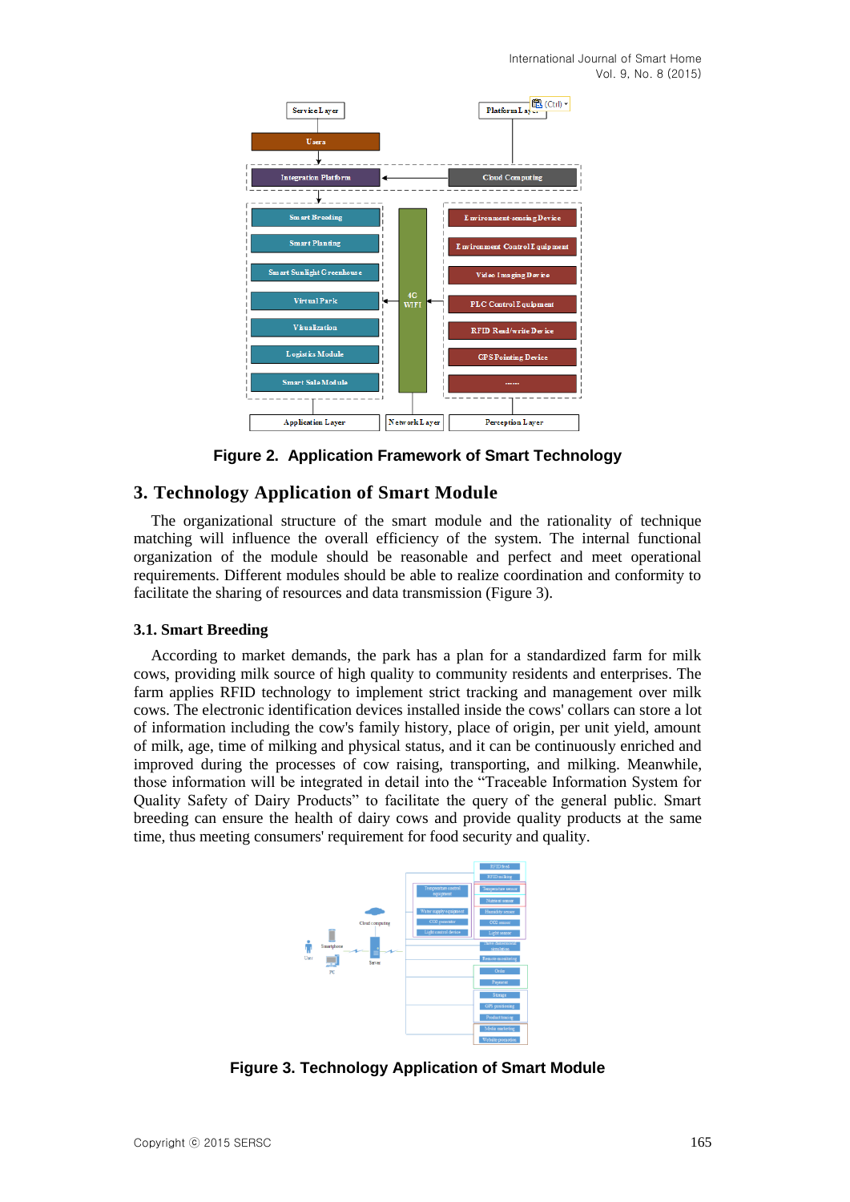Figure 2. Application Framework of Smart Technology

## 3. Technology Application of Smart Module

The organizational structure of the smart module and the rationality of technique matching will influence the overall efficiency of the system. The internal functional organization of the module should be reasonable and perfect and meet operational requirements. Different modules should be able to realize coordination and conformity to facilitate the sharing of resources and data transmission (Figure 3).

### 3.1. Smart Breeding

According to market demands, the park has a plan for a standardized farm for milk cows, providing milk source of high quality to community residents and enterprises. The farm applies RFID technology to implement strict tracking and management over milk cows. The electronic identification devices installed inside the cows' collars can store a lot of information including the cow's family history, place of origin, per unit yield, amount of milk, age, time of milking and physical status, and it can be continuously enriched and improved during the processes of cow raising, transporting, and milking. Meanwhile, those information will be integrated in detail into the "Traceable Information System for Quality Safety of Dairy Products" to facilitate the query of the general public. Smart breeding can ensure the health of dairy cows and provide quality products at the same time, thus meeting consumers' requirement for food security and quality.

Figure 3. Technology Application of Smart Module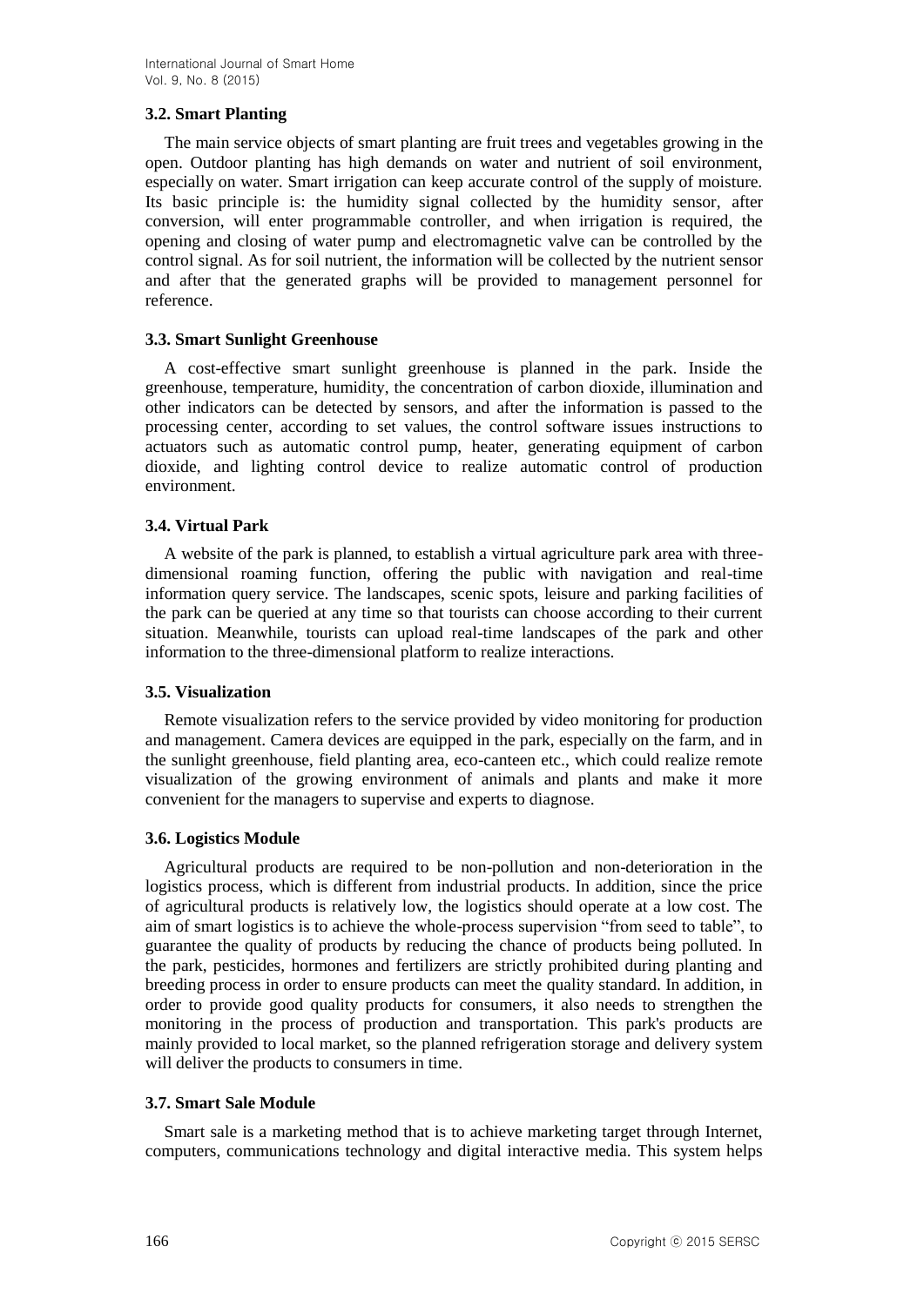### 3.2. Smart Planting

The main service objects of smart planting are fruit trees and vegetables growing in the open. Outdoor planting has high demands on water and nutrient of soil environment, especially on water. Smart irrigation can keep accurate control of the supply of moisture. Its basic principle is: the humidity signal collected by the humidity sensor, after conversion, will enter programmable controller, and when irrigation is required, the opening and closing of water pump and electromagnetic valve can be controlled by the control signal. As for soil nutrient, the information will be collected by the nutrient sensor and after that the generated graphs will be provided to management personnel for reference.

### 3.3. Smart Sunlight Greenhouse

A cost-effective smart sunlight greenhouse is planned in the park. Inside the greenhouse, temperature, humidity, the concentration of carbon dioxide, illumination and other indicators can be detected by sensors, and after the information is passed to the processing center, according to set values, the control software issues instructions to actuators such as automatic control pump, heater, generating equipment of carbon dioxide, and lighting control device to realize automatic control of production environment.

### 3.4. Virtual Park

A website of the park is planned, to establish a virtual agriculture park area with three-dimensional roaming function, offering the public with navigation and real-time information query service. The landscapes, scenic spots, leisure and parking facilities of the park can be queried at any time so that tourists can choose according to their current situation. Meanwhile, tourists can upload real-time landscapes of the park and other information to the three-dimensional platform to realize interactions.

### 3.5. Visualization

Remote visualization refers to the service provided by video monitoring for production and management. Camera devices are equipped in the park, especially on the farm, and in the sunlight greenhouse, field planting area, eco-canteen etc., which could realize remote visualization of the growing environment of animals and plants and make it more convenient for the managers to supervise and experts to diagnose.

### 3.6. Logistics Module

Agricultural products are required to be non-pollution and non-deterioration in the logistics process, which is different from industrial products. In addition, since the price of agricultural products is relatively low, the logistics should operate at a low cost. The aim of smart logistics is to achieve the whole-process supervision "from seed to table", to guarantee the quality of products by reducing the chance of products being polluted. In the park, pesticides, hormones and fertilizers are strictly prohibited during planting and breeding process in order to ensure products can meet the quality standard. In addition, in order to provide good quality products for consumers, it also needs to strengthen the monitoring in the process of production and transportation. This park's products are mainly provided to local market, so the planned refrigeration storage and delivery system will deliver the products to consumers in time.

### 3.7. Smart Sale Module

Smart sale is a marketing method that is to achieve marketing target through Internet, computers, communications technology and digital interactive media. This system helps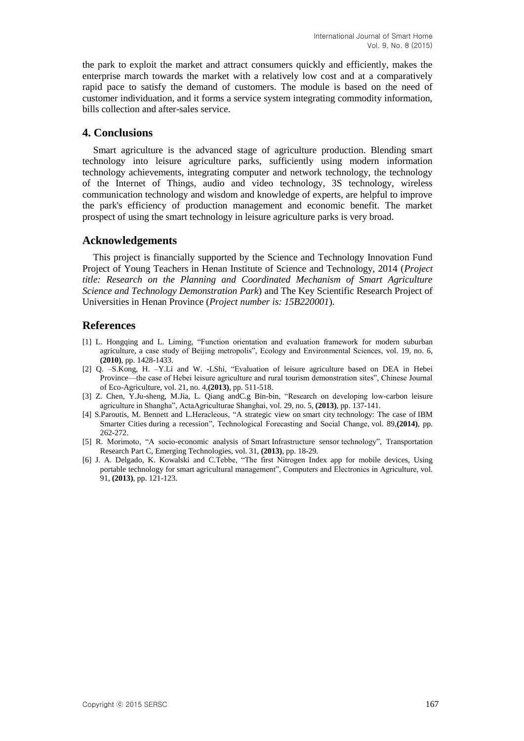the park to exploit the market and attract consumers quickly and efficiently, makes the enterprise march towards the market with a relatively low cost and at a comparatively rapid pace to satisfy the demand of customers. The module is based on the need of customer individuation, and it forms a service system integrating commodity information, bills collection and after-sales service.

## 4. Conclusions

Smart agriculture is the advanced stage of agriculture production. Blending smart technology into leisure agriculture parks, sufficiently using modern information technology achievements, integrating computer and network technology, the technology of the Internet of Things, audio and video technology, 3S technology, wireless communication technology and wisdom and knowledge of experts, are helpful to improve the park's efficiency of production management and economic benefit. The market prospect of using the smart technology in leisure agriculture parks is very broad.

## Acknowledgements

This project is financially supported by the Science and Technology Innovation Fund Project of Young Teachers in Henan Institute of Science and Technology, 2014 (*Project title: Research on the Planning and Coordinated Mechanism of Smart Agriculture Science and Technology Demonstration Park*) and The Key Scientific Research Project of Universities in Henan Province (*Project number is: 15B220001*).

## References

[1] L. Hongqing and L. Liming, "Function orientation and evaluation framework for modern suburban agriculture, a case study of Beijing metropolis", Ecology and Environmental Sciences, vol. 19, no. 6, **(2010)**, pp. 1428-1433.

[2] Q. –S.Kong, H. –Y.Li and W. -LShi, "Evaluation of leisure agriculture based on DEA in Hebei Province—the case of Hebei leisure agriculture and rural tourism demonstration sites", Chinese Journal of Eco-Agriculture, vol. 21, no. 4,**(2013)**, pp. 511-518.

[3] Z. Chen, Y.Ju-sheng, M.Jia, L. Qiang andC.g Bin-bin, "Research on developing low-carbon leisure agriculture in Shangha", ActaAgriculturae Shanghai, vol. 29, no. 5, **(2013)**, pp. 137-141.

[4] S.Paroutis, M. Bennett and L.Heracleous, "A strategic view on smart city technology: The case of IBM Smarter Cities during a recession", Technological Forecasting and Social Change, vol. 89,**(2014)**, pp. 262-272.

[5] R. Morimoto, "A socio-economic analysis of Smart Infrastructure sensor technology", Transportation Research Part C, Emerging Technologies, vol. 31, **(2013)**, pp. 18-29.

[6] J. A. Delgado, K. Kowalski and C.Tebbe, "The first Nitrogen Index app for mobile devices, Using portable technology for smart agricultural management", Computers and Electronics in Agriculture, vol. 91, **(2013)**, pp. 121-123.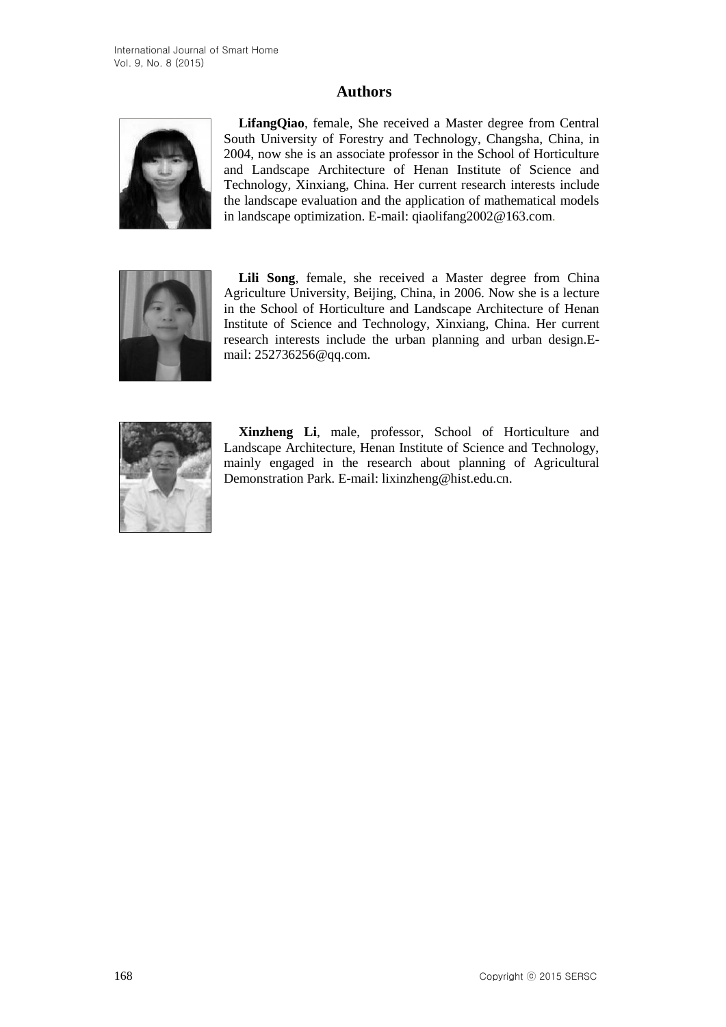# Authors

**LifangQiao**, female, She received a Master degree from Central South University of Forestry and Technology, Changsha, China, in 2004, now she is an associate professor in the School of Horticulture and Landscape Architecture of Henan Institute of Science and Technology, Xinxiang, China. Her current research interests include the landscape evaluation and the application of mathematical models in landscape optimization. E-mail: qiaolifang2002@163.com.

**Lili Song**, female, she received a Master degree from China Agriculture University, Beijing, China, in 2006. Now she is a lecture in the School of Horticulture and Landscape Architecture of Henan Institute of Science and Technology, Xinxiang, China. Her current research interests include the urban planning and urban design.E-mail: 252736256@qq.com.

**Xinzheng Li**, male, professor, School of Horticulture and Landscape Architecture, Henan Institute of Science and Technology, mainly engaged in the research about planning of Agricultural Demonstration Park. E-mail: lixinzheng@hist.edu.cn.